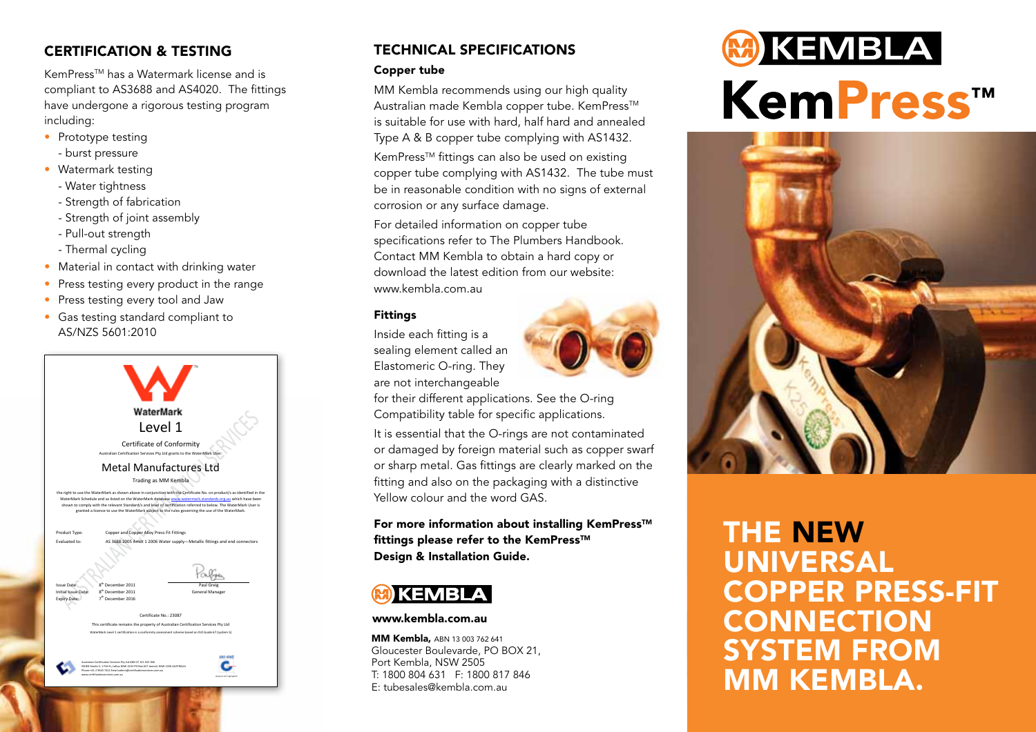## CERTIFICATION & TESTING

KemPress™ has a Watermark license and is compliant to AS3688 and AS4020. The fittings have undergone a rigorous testing program including:

- Prototype testing
  - burst pressure
- Watermark testing
  - Water tightness
  - Strength of fabrication
  - Strength of joint assembly
  - Pull-out strength
  - Thermal cycling
- Material in contact with drinking water
- Press testing every product in the range
- Press testing every tool and Jaw
- Gas testing standard compliant to AS/NZS 5601:2010

WaterMark

Level 1

Certificate of Conformity

Australian Certification Services Pty Ltd grants to the WaterMark User:

Metal Manufactures Ltd

Trading as MM Kembla

the right to use the WaterMark as shown above in conjunction with the Certificate No. on product/s as identified in the WaterMark Schedule and as listed on the WaterMark database www.watermark.standards.org.au which have been shown to comply with the relevant Standard/s and level of certification referred to below. The WaterMark User is granted a licence to use the WaterMark subject to the rules governing the use of the WaterMark.

Product Type: Copper and Copper Alloy Press Fit Fittings

Evaluated to: AS 3688:2005 Amdt 1 2006 Water supply—Metallic fittings and end connectors

Issue Date: 8th December 2011
Initial Issue Date: 8th December 2011
Expiry Date: 7th December 2016

Paul Greig
General Manager

Certificate No.: 23087

This certificate remains the property of Australian Certification Services Pty Ltd

WaterMark Level 1 certification is a conformity assessment scheme based on ISO Guide 67 (system 5)

## TECHNICAL SPECIFICATIONS

### Copper tube

MM Kembla recommends using our high quality Australian made Kembla copper tube. KemPress™ is suitable for use with hard, half hard and annealed Type A & B copper tube complying with AS1432.

KemPress™ fittings can also be used on existing copper tube complying with AS1432. The tube must be in reasonable condition with no signs of external corrosion or any surface damage.

For detailed information on copper tube specifications refer to The Plumbers Handbook. Contact MM Kembla to obtain a hard copy or download the latest edition from our website: www.kembla.com.au

### Fittings

Inside each fitting is a sealing element called an Elastomeric O-ring. They are not interchangeable for their different applications. See the O-ring Compatibility table for specific applications.

It is essential that the O-rings are not contaminated or damaged by foreign material such as copper swarf or sharp metal. Gas fittings are clearly marked on the fitting and also on the packaging with a distinctive Yellow colour and the word GAS.

**For more information about installing KemPress™ fittings please refer to the KemPress™ Design & Installation Guide.**

KEMBLA

**www.kembla.com.au**

**MM Kembla,** ABN 13 003 762 641
Gloucester Boulevarde, PO BOX 21,
Port Kembla, NSW 2505
T: 1800 804 631 F: 1800 817 846
E: tubesales@kembla.com.au

# KEMBLA

# KemPress™

## THE NEW UNIVERSAL COPPER PRESS-FIT CONNECTION SYSTEM FROM MM KEMBLA.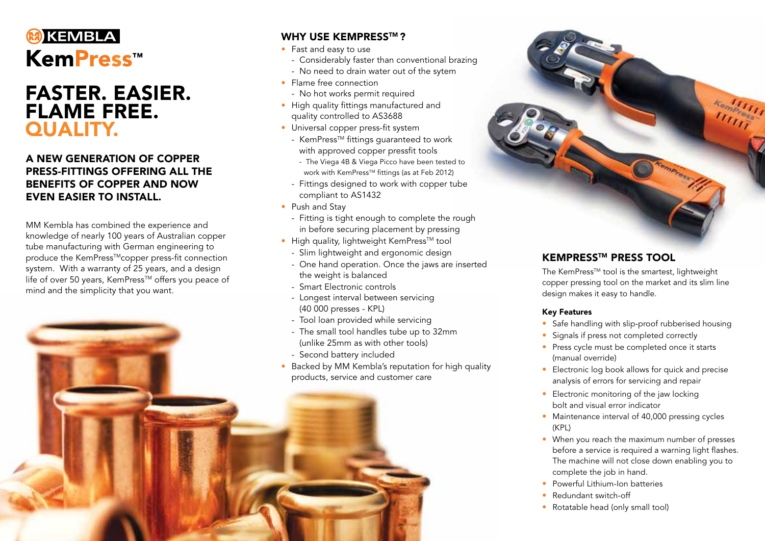# KEMBLA KemPress™

# FASTER. EASIER. FLAME FREE. QUALITY.

## A NEW GENERATION OF COPPER PRESS-FITTINGS OFFERING ALL THE BENEFITS OF COPPER AND NOW EVEN EASIER TO INSTALL.

MM Kembla has combined the experience and knowledge of nearly 100 years of Australian copper tube manufacturing with German engineering to produce the KemPress™copper press-fit connection system. With a warranty of 25 years, and a design life of over 50 years, KemPress™ offers you peace of mind and the simplicity that you want.

## WHY USE KEMPRESS™ ?

- Fast and easy to use
  - Considerably faster than conventional brazing
  - No need to drain water out of the sytem
- Flame free connection
  - No hot works permit required
- High quality fittings manufactured and quality controlled to AS3688
- Universal copper press-fit system
  - KemPress™ fittings guaranteed to work with approved copper pressfit tools
    - The Viega 4B & Viega Picco have been tested to work with KemPress™ fittings (as at Feb 2012)
  - Fittings designed to work with copper tube compliant to AS1432
- Push and Stay
  - Fitting is tight enough to complete the rough in before securing placement by pressing
- High quality, lightweight KemPress™ tool
  - Slim lightweight and ergonomic design
  - One hand operation. Once the jaws are inserted the weight is balanced
  - Smart Electronic controls
  - Longest interval between servicing (40 000 presses - KPL)
  - Tool loan provided while servicing
  - The small tool handles tube up to 32mm (unlike 25mm as with other tools)
  - Second battery included
- Backed by MM Kembla's reputation for high quality products, service and customer care

## KEMPRESS™ PRESS TOOL

The KemPress™ tool is the smartest, lightweight copper pressing tool on the market and its slim line design makes it easy to handle.

### Key Features

- Safe handling with slip-proof rubberised housing
- Signals if press not completed correctly
- Press cycle must be completed once it starts (manual override)
- Electronic log book allows for quick and precise analysis of errors for servicing and repair
- Electronic monitoring of the jaw locking bolt and visual error indicator
- Maintenance interval of 40,000 pressing cycles (KPL)
- When you reach the maximum number of presses before a service is required a warning light flashes. The machine will not close down enabling you to complete the job in hand.
- Powerful Lithium-Ion batteries
- Redundant switch-off
- Rotatable head (only small tool)